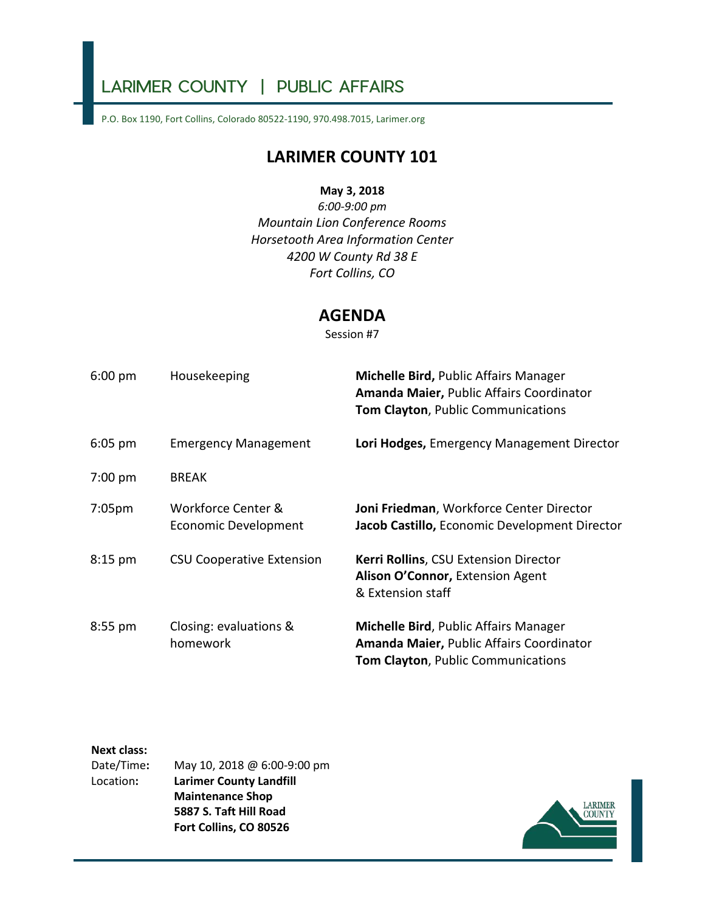# LARIMER COUNTY | PUBLIC AFFAIRS

P.O. Box 1190, Fort Collins, Colorado 80522-1190, 970.498.7015, Larimer.org

## LARIMER COUNTY 101

**May 3, 2018**

*6:00-9:00 pm*
*Mountain Lion Conference Rooms*
*Horsetooth Area Information Center*
*4200 W County Rd 38 E*
*Fort Collins, CO*

## AGENDA

Session #7

| | | |
|---|---|---|
| 6:00 pm | Housekeeping | **Michelle Bird,** Public Affairs Manager<br>**Amanda Maier,** Public Affairs Coordinator<br>**Tom Clayton**, Public Communications |
| 6:05 pm | Emergency Management | **Lori Hodges,** Emergency Management Director |
| 7:00 pm | BREAK | |
| 7:05pm | Workforce Center & Economic Development | **Joni Friedman**, Workforce Center Director<br>**Jacob Castillo,** Economic Development Director |
| 8:15 pm | CSU Cooperative Extension | **Kerri Rollins**, CSU Extension Director<br>**Alison O'Connor,** Extension Agent<br>& Extension staff |
| 8:55 pm | Closing: evaluations & homework | **Michelle Bird**, Public Affairs Manager<br>**Amanda Maier,** Public Affairs Coordinator<br>**Tom Clayton**, Public Communications |

**Next class:**

Date/Time**:** May 10, 2018 @ 6:00-9:00 pm

Location**:** **Larimer County Landfill**
**Maintenance Shop**
**5887 S. Taft Hill Road**
**Fort Collins, CO 80526**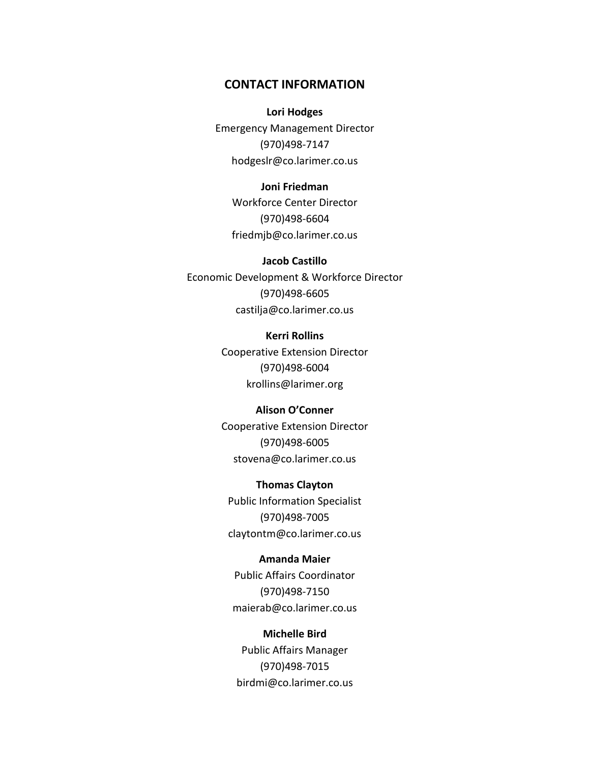## CONTACT INFORMATION

**Lori Hodges**
Emergency Management Director
(970)498-7147
hodgeslr@co.larimer.co.us

**Joni Friedman**
Workforce Center Director
(970)498-6604
friedmjb@co.larimer.co.us

**Jacob Castillo**
Economic Development & Workforce Director
(970)498-6605
castilja@co.larimer.co.us

**Kerri Rollins**
Cooperative Extension Director
(970)498-6004
krollins@larimer.org

**Alison O'Conner**
Cooperative Extension Director
(970)498-6005
stovena@co.larimer.co.us

**Thomas Clayton**
Public Information Specialist
(970)498-7005
claytontm@co.larimer.co.us

**Amanda Maier**
Public Affairs Coordinator
(970)498-7150
maierab@co.larimer.co.us

**Michelle Bird**
Public Affairs Manager
(970)498-7015
birdmi@co.larimer.co.us